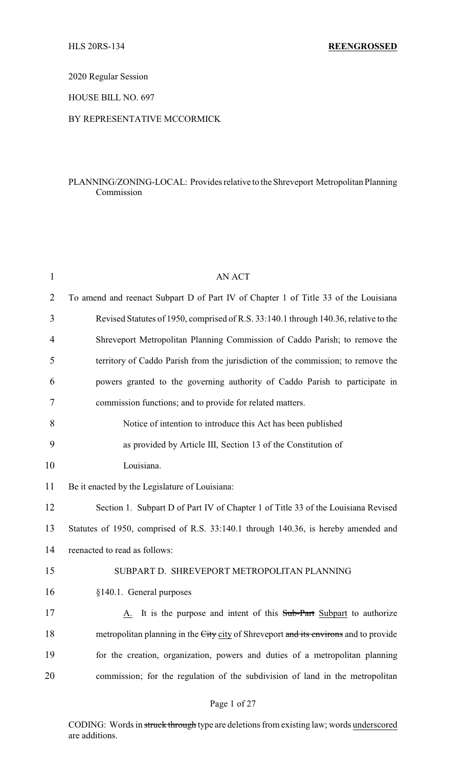HLS 20RS-134 **REENGROSSED**

2020 Regular Session

HOUSE BILL NO. 697

BY REPRESENTATIVE MCCORMICK

PLANNING/ZONING-LOCAL: Provides relative to the Shreveport Metropolitan Planning Commission

AN ACT

To amend and reenact Subpart D of Part IV of Chapter 1 of Title 33 of the Louisiana Revised Statutes of 1950, comprised of R.S. 33:140.1 through 140.36, relative to the Shreveport Metropolitan Planning Commission of Caddo Parish; to remove the territory of Caddo Parish from the jurisdiction of the commission; to remove the powers granted to the governing authority of Caddo Parish to participate in commission functions; and to provide for related matters.

Notice of intention to introduce this Act has been published as provided by Article III, Section 13 of the Constitution of Louisiana.

Be it enacted by the Legislature of Louisiana:

Section 1. Subpart D of Part IV of Chapter 1 of Title 33 of the Louisiana Revised Statutes of 1950, comprised of R.S. 33:140.1 through 140.36, is hereby amended and reenacted to read as follows:

SUBPART D. SHREVEPORT METROPOLITAN PLANNING

§140.1. General purposes

A. It is the purpose and intent of this ~~Sub-Part~~ Subpart to authorize metropolitan planning in the ~~City~~ city of Shreveport ~~and its environs~~ and to provide for the creation, organization, powers and duties of a metropolitan planning commission; for the regulation of the subdivision of land in the metropolitan

CODING: Words in ~~struck through~~ type are deletions from existing law; words underscored are additions.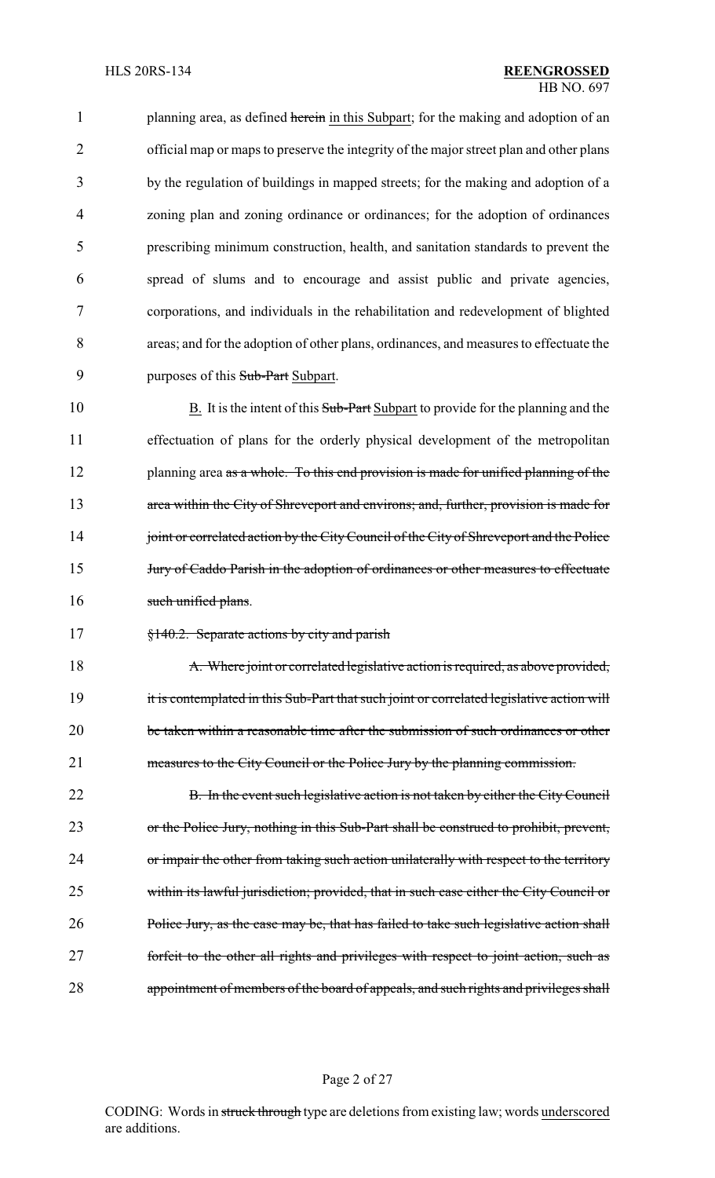planning area, as defined ~~herein~~ <u>in this Subpart</u>; for the making and adoption of an official map or maps to preserve the integrity of the major street plan and other plans by the regulation of buildings in mapped streets; for the making and adoption of a zoning plan and zoning ordinance or ordinances; for the adoption of ordinances prescribing minimum construction, health, and sanitation standards to prevent the spread of slums and to encourage and assist public and private agencies, corporations, and individuals in the rehabilitation and redevelopment of blighted areas; and for the adoption of other plans, ordinances, and measures to effectuate the purposes of this ~~Sub-Part~~ <u>Subpart</u>.

<u>B.</u> It is the intent of this ~~Sub-Part~~ <u>Subpart</u> to provide for the planning and the effectuation of plans for the orderly physical development of the metropolitan planning area ~~as a whole. To this end provision is made for unified planning of the area within the City of Shreveport and environs; and, further, provision is made for joint or correlated action by the City Council of the City of Shreveport and the Police Jury of Caddo Parish in the adoption of ordinances or other measures to effectuate such unified plans~~.

~~§140.2. Separate actions by city and parish~~

~~A. Where joint or correlated legislative action is required, as above provided, it is contemplated in this Sub-Part that such joint or correlated legislative action will be taken within a reasonable time after the submission of such ordinances or other measures to the City Council or the Police Jury by the planning commission.~~

~~B. In the event such legislative action is not taken by either the City Council or the Police Jury, nothing in this Sub-Part shall be construed to prohibit, prevent, or impair the other from taking such action unilaterally with respect to the territory within its lawful jurisdiction; provided, that in such case either the City Council or Police Jury, as the case may be, that has failed to take such legislative action shall forfeit to the other all rights and privileges with respect to joint action, such as appointment of members of the board of appeals, and such rights and privileges shall~~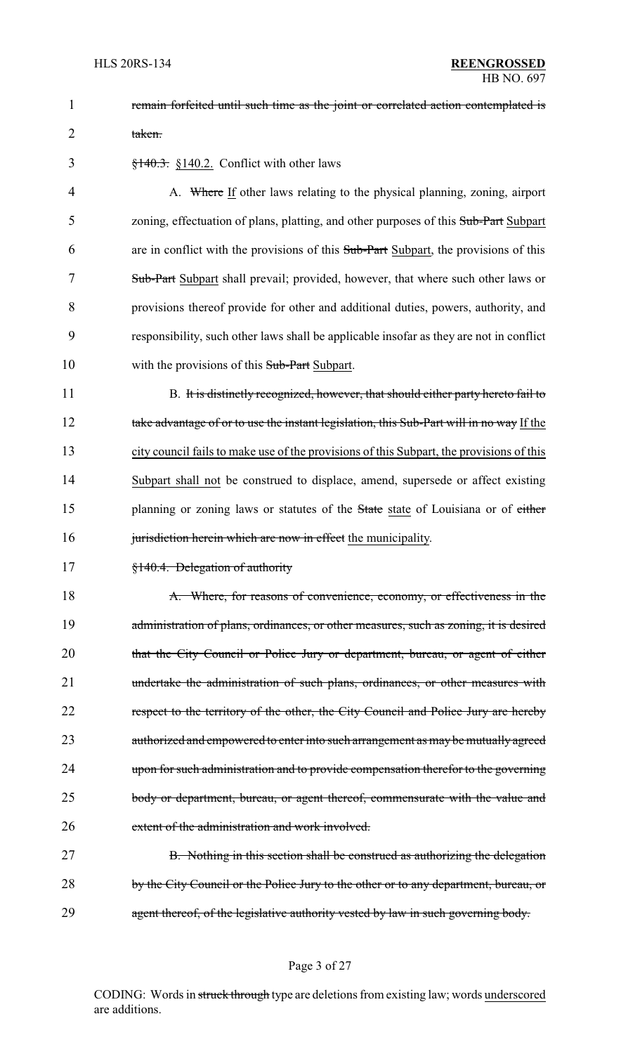~~remain forfeited until such time as the joint or correlated action contemplated is taken.~~

~~§140.3.~~ <u>§140.2.</u> Conflict with other laws

A. ~~Where~~ <u>If</u> other laws relating to the physical planning, zoning, airport zoning, effectuation of plans, platting, and other purposes of this ~~Sub-Part~~ <u>Subpart</u> are in conflict with the provisions of this ~~Sub-Part~~ <u>Subpart</u>, the provisions of this ~~Sub-Part~~ <u>Subpart</u> shall prevail; provided, however, that where such other laws or provisions thereof provide for other and additional duties, powers, authority, and responsibility, such other laws shall be applicable insofar as they are not in conflict with the provisions of this ~~Sub-Part~~ <u>Subpart</u>.

B. ~~It is distinctly recognized, however, that should either party hereto fail to take advantage of or to use the instant legislation, this Sub-Part will in no way~~ <u>If the city council fails to make use of the provisions of this Subpart, the provisions of this Subpart shall not</u> be construed to displace, amend, supersede or affect existing planning or zoning laws or statutes of the ~~State~~ <u>state</u> of Louisiana or of ~~either jurisdiction herein which are now in effect~~ <u>the municipality</u>.

~~§140.4. Delegation of authority~~

~~A. Where, for reasons of convenience, economy, or effectiveness in the administration of plans, ordinances, or other measures, such as zoning, it is desired that the City Council or Police Jury or department, bureau, or agent of either undertake the administration of such plans, ordinances, or other measures with respect to the territory of the other, the City Council and Police Jury are hereby authorized and empowered to enter into such arrangement as may be mutually agreed upon for such administration and to provide compensation therefor to the governing body or department, bureau, or agent thereof, commensurate with the value and extent of the administration and work involved.~~

~~B. Nothing in this section shall be construed as authorizing the delegation by the City Council or the Police Jury to the other or to any department, bureau, or agent thereof, of the legislative authority vested by law in such governing body.~~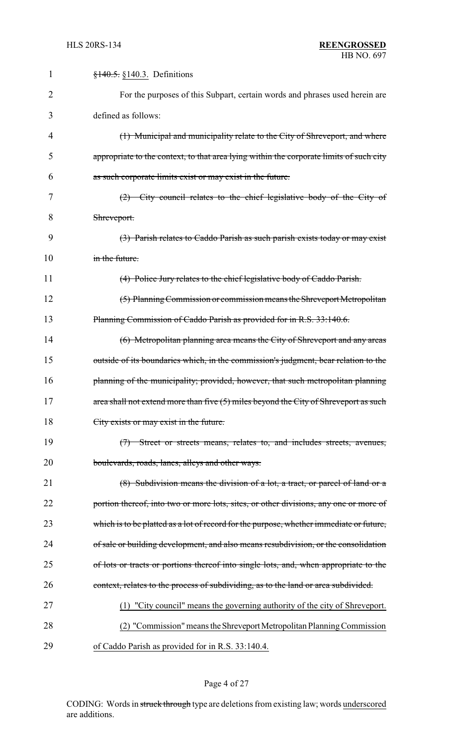~~§140.5.~~ §140.3. Definitions

For the purposes of this Subpart, certain words and phrases used herein are defined as follows:

~~(1) Municipal and municipality relate to the City of Shreveport, and where appropriate to the context, to that area lying within the corporate limits of such city as such corporate limits exist or may exist in the future.~~

~~(2) City council relates to the chief legislative body of the City of Shreveport.~~

~~(3) Parish relates to Caddo Parish as such parish exists today or may exist in the future.~~

~~(4) Police Jury relates to the chief legislative body of Caddo Parish.~~

~~(5) Planning Commission or commission means the Shreveport Metropolitan Planning Commission of Caddo Parish as provided for in R.S. 33:140.6.~~

~~(6) Metropolitan planning area means the City of Shreveport and any areas outside of its boundaries which, in the commission's judgment, bear relation to the planning of the municipality; provided, however, that such metropolitan planning area shall not extend more than five (5) miles beyond the City of Shreveport as such City exists or may exist in the future.~~

~~(7) Street or streets means, relates to, and includes streets, avenues, boulevards, roads, lanes, alleys and other ways.~~

~~(8) Subdivision means the division of a lot, a tract, or parcel of land or a portion thereof, into two or more lots, sites, or other divisions, any one or more of which is to be platted as a lot of record for the purpose, whether immediate or future, of sale or building development, and also means resubdivision, or the consolidation of lots or tracts or portions thereof into single lots, and, when appropriate to the context, relates to the process of subdividing, as to the land or area subdivided.~~

<u>(1) "City council" means the governing authority of the city of Shreveport.</u>

<u>(2) "Commission" means the Shreveport Metropolitan Planning Commission of Caddo Parish as provided for in R.S. 33:140.4.</u>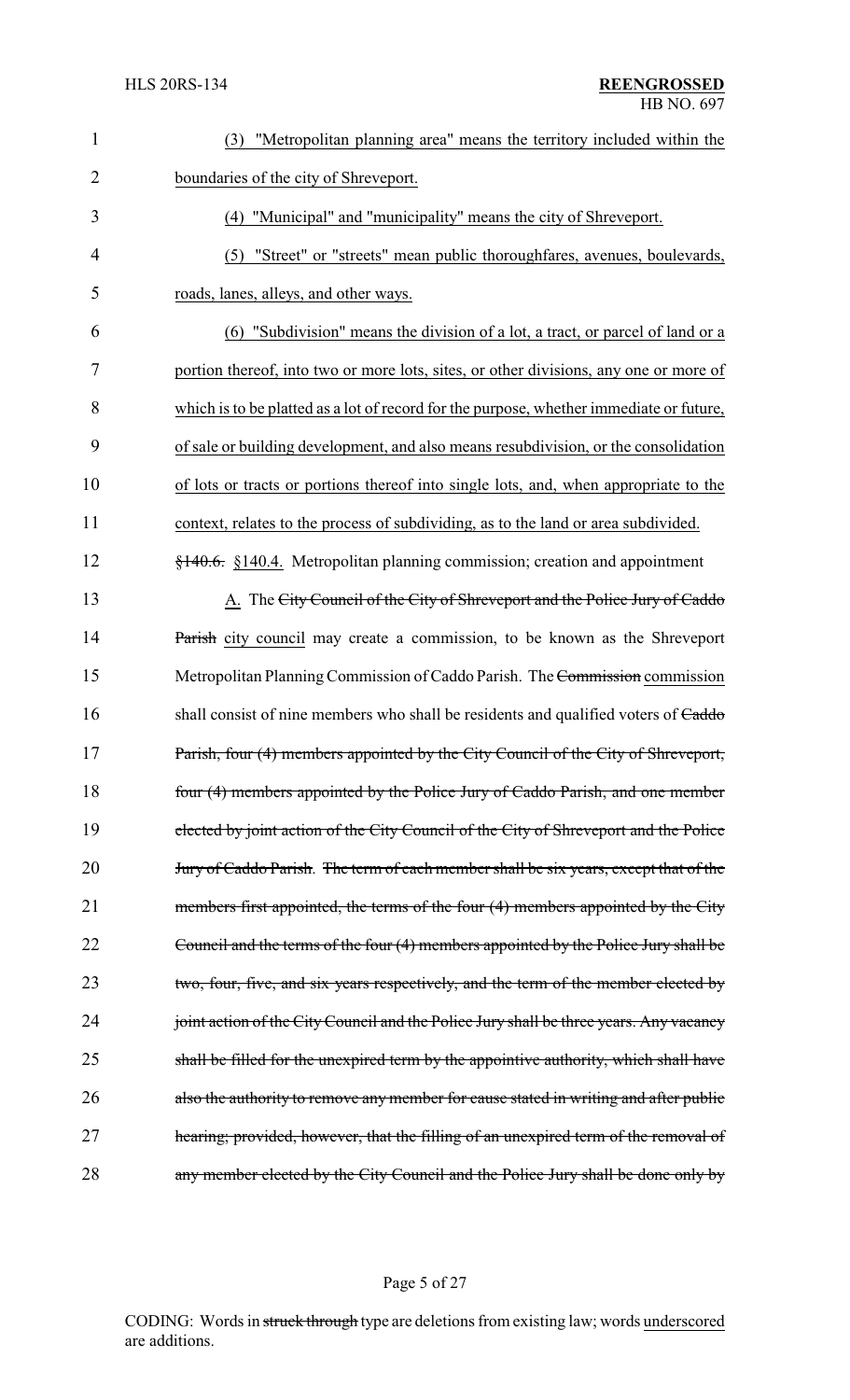(3) "Metropolitan planning area" means the territory included within the boundaries of the city of Shreveport.

(4) "Municipal" and "municipality" means the city of Shreveport.

(5) "Street" or "streets" mean public thoroughfares, avenues, boulevards, roads, lanes, alleys, and other ways.

(6) "Subdivision" means the division of a lot, a tract, or parcel of land or a portion thereof, into two or more lots, sites, or other divisions, any one or more of which is to be platted as a lot of record for the purpose, whether immediate or future, of sale or building development, and also means resubdivision, or the consolidation of lots or tracts or portions thereof into single lots, and, when appropriate to the context, relates to the process of subdividing, as to the land or area subdivided.

~~§140.6.~~ §140.4. Metropolitan planning commission; creation and appointment

A. The ~~City Council of the City of Shreveport and the Police Jury of Caddo Parish~~ city council may create a commission, to be known as the Shreveport Metropolitan Planning Commission of Caddo Parish. The ~~Commission~~ commission shall consist of nine members who shall be residents and qualified voters of ~~Caddo Parish, four (4) members appointed by the City Council of the City of Shreveport, four (4) members appointed by the Police Jury of Caddo Parish, and one member elected by joint action of the City Council of the City of Shreveport and the Police Jury of Caddo Parish.~~ ~~The term of each member shall be six years, except that of the members first appointed, the terms of the four (4) members appointed by the City Council and the terms of the four (4) members appointed by the Police Jury shall be two, four, five, and six years respectively, and the term of the member elected by joint action of the City Council and the Police Jury shall be three years. Any vacancy shall be filled for the unexpired term by the appointive authority, which shall have also the authority to remove any member for cause stated in writing and after public hearing; provided, however, that the filling of an unexpired term of the removal of any member elected by the City Council and the Police Jury shall be done only by~~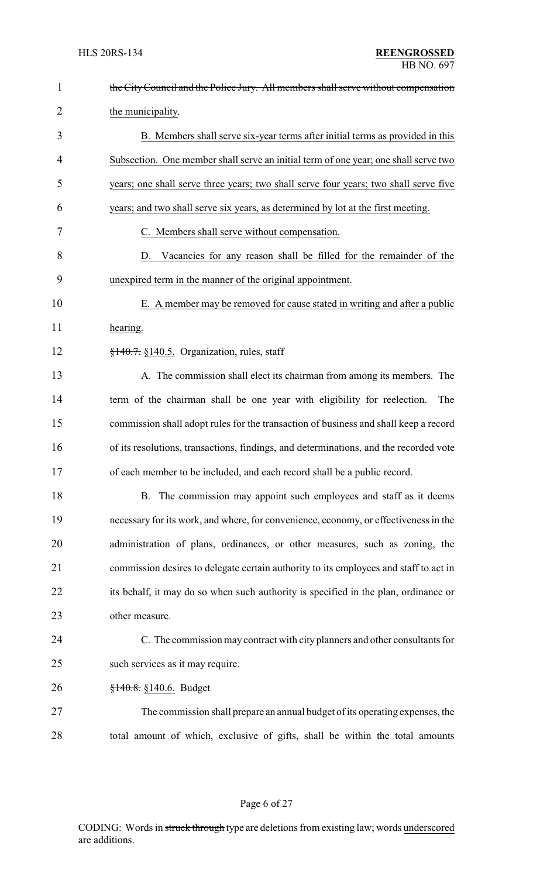~~the City Council and the Police Jury. All members shall serve without compensation~~ the municipality.

B. Members shall serve six-year terms after initial terms as provided in this Subsection. One member shall serve an initial term of one year; one shall serve two years; one shall serve three years; two shall serve four years; two shall serve five years; and two shall serve six years, as determined by lot at the first meeting.

C. Members shall serve without compensation.

D. Vacancies for any reason shall be filled for the remainder of the unexpired term in the manner of the original appointment.

E. A member may be removed for cause stated in writing and after a public hearing.

~~§140.7.~~ §140.5. Organization, rules, staff

A. The commission shall elect its chairman from among its members. The term of the chairman shall be one year with eligibility for reelection. The commission shall adopt rules for the transaction of business and shall keep a record of its resolutions, transactions, findings, and determinations, and the recorded vote of each member to be included, and each record shall be a public record.

B. The commission may appoint such employees and staff as it deems necessary for its work, and where, for convenience, economy, or effectiveness in the administration of plans, ordinances, or other measures, such as zoning, the commission desires to delegate certain authority to its employees and staff to act in its behalf, it may do so when such authority is specified in the plan, ordinance or other measure.

C. The commission may contract with city planners and other consultants for such services as it may require.

~~§140.8.~~ §140.6. Budget

The commission shall prepare an annual budget of its operating expenses, the total amount of which, exclusive of gifts, shall be within the total amounts

CODING: Words in ~~struck through~~ type are deletions from existing law; words underscored are additions.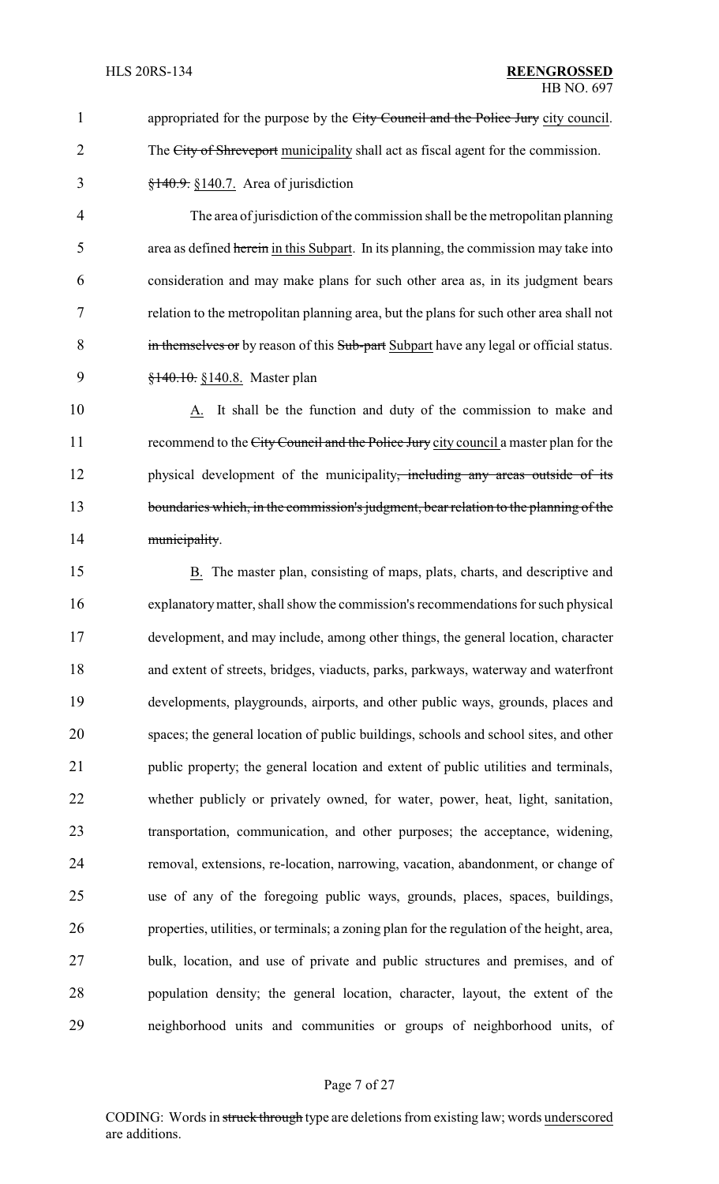appropriated for the purpose by the ~~City Council and the Police Jury~~ city council. The ~~City of Shreveport~~ municipality shall act as fiscal agent for the commission.

~~§140.9.~~ §140.7. Area of jurisdiction

The area of jurisdiction of the commission shall be the metropolitan planning area as defined ~~herein~~ in this Subpart. In its planning, the commission may take into consideration and may make plans for such other area as, in its judgment bears relation to the metropolitan planning area, but the plans for such other area shall not ~~in themselves or~~ by reason of this ~~Sub-part~~ Subpart have any legal or official status.

~~§140.10.~~ §140.8. Master plan

A. It shall be the function and duty of the commission to make and recommend to the ~~City Council and the Police Jury~~ city council a master plan for the physical development of the municipality~~, including any areas outside of its boundaries which, in the commission's judgment, bear relation to the planning of the municipality~~.

B. The master plan, consisting of maps, plats, charts, and descriptive and explanatory matter, shall show the commission's recommendations for such physical development, and may include, among other things, the general location, character and extent of streets, bridges, viaducts, parks, parkways, waterway and waterfront developments, playgrounds, airports, and other public ways, grounds, places and spaces; the general location of public buildings, schools and school sites, and other public property; the general location and extent of public utilities and terminals, whether publicly or privately owned, for water, power, heat, light, sanitation, transportation, communication, and other purposes; the acceptance, widening, removal, extensions, re-location, narrowing, vacation, abandonment, or change of use of any of the foregoing public ways, grounds, places, spaces, buildings, properties, utilities, or terminals; a zoning plan for the regulation of the height, area, bulk, location, and use of private and public structures and premises, and of population density; the general location, character, layout, the extent of the neighborhood units and communities or groups of neighborhood units, of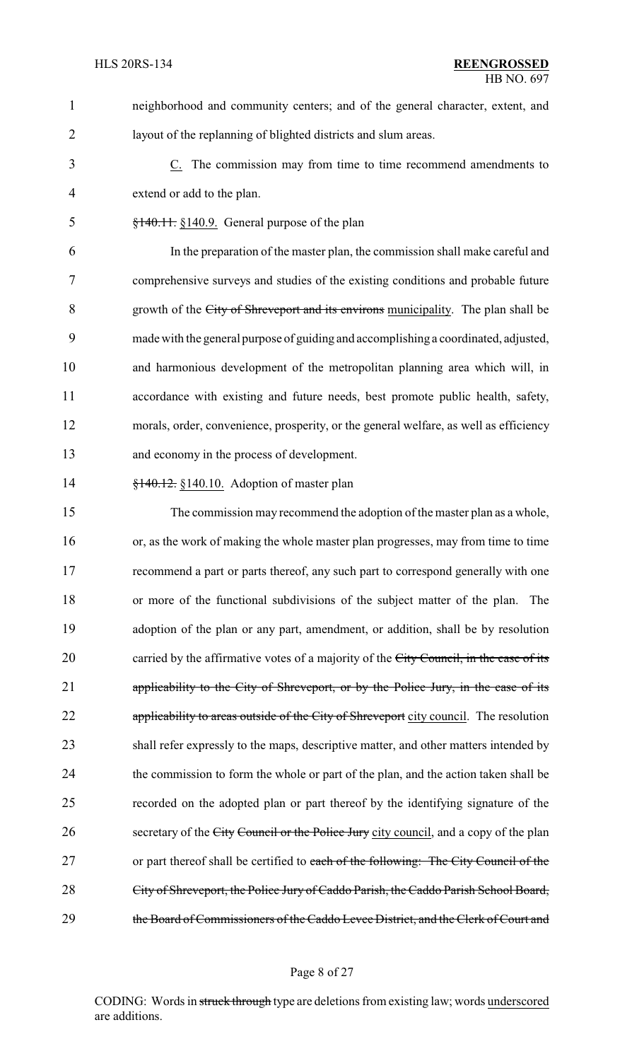neighborhood and community centers; and of the general character, extent, and layout of the replanning of blighted districts and slum areas.

C. The commission may from time to time recommend amendments to extend or add to the plan.

~~§140.11.~~ §140.9. General purpose of the plan

In the preparation of the master plan, the commission shall make careful and comprehensive surveys and studies of the existing conditions and probable future growth of the ~~City of Shreveport and its environs~~ municipality. The plan shall be made with the general purpose of guiding and accomplishing a coordinated, adjusted, and harmonious development of the metropolitan planning area which will, in accordance with existing and future needs, best promote public health, safety, morals, order, convenience, prosperity, or the general welfare, as well as efficiency and economy in the process of development.

~~§140.12.~~ §140.10. Adoption of master plan

The commission may recommend the adoption of the master plan as a whole, or, as the work of making the whole master plan progresses, may from time to time recommend a part or parts thereof, any such part to correspond generally with one or more of the functional subdivisions of the subject matter of the plan. The adoption of the plan or any part, amendment, or addition, shall be by resolution carried by the affirmative votes of a majority of the ~~City Council, in the case of its applicability to the City of Shreveport, or by the Police Jury, in the case of its applicability to areas outside of the City of Shreveport~~ city council. The resolution shall refer expressly to the maps, descriptive matter, and other matters intended by the commission to form the whole or part of the plan, and the action taken shall be recorded on the adopted plan or part thereof by the identifying signature of the secretary of the ~~City Council or the Police Jury~~ city council, and a copy of the plan or part thereof shall be certified to ~~each of the following: The City Council of the City of Shreveport, the Police Jury of Caddo Parish, the Caddo Parish School Board, the Board of Commissioners of the Caddo Levee District, and the Clerk of Court and~~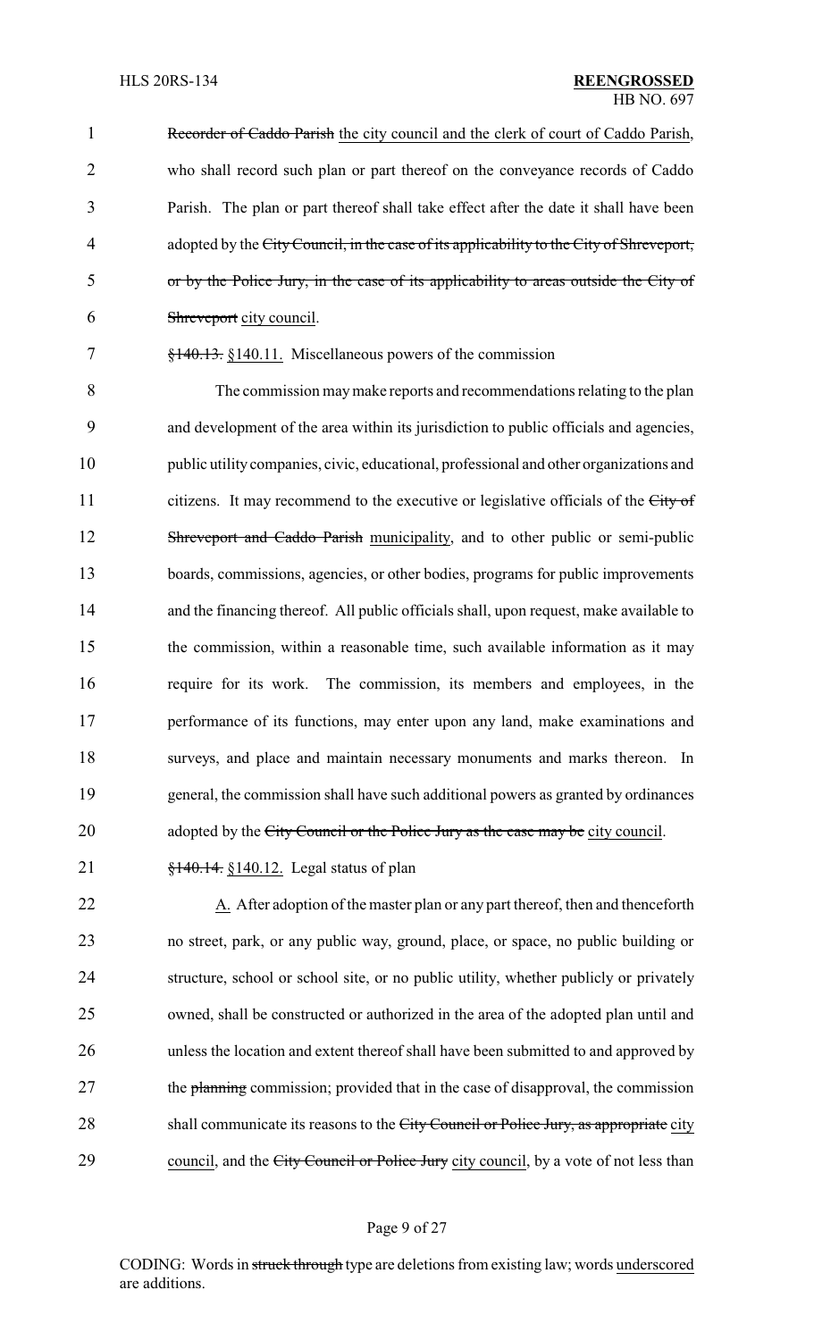~~Recorder of Caddo Parish~~ the city council and the clerk of court of Caddo Parish, who shall record such plan or part thereof on the conveyance records of Caddo Parish. The plan or part thereof shall take effect after the date it shall have been adopted by the ~~City Council, in the case of its applicability to the City of Shreveport, or by the Police Jury, in the case of its applicability to areas outside the City of Shreveport~~ city council.

~~§140.13.~~ §140.11. Miscellaneous powers of the commission

The commission may make reports and recommendations relating to the plan and development of the area within its jurisdiction to public officials and agencies, public utility companies, civic, educational, professional and other organizations and citizens. It may recommend to the executive or legislative officials of the ~~City of Shreveport and Caddo Parish~~ municipality, and to other public or semi-public boards, commissions, agencies, or other bodies, programs for public improvements and the financing thereof. All public officials shall, upon request, make available to the commission, within a reasonable time, such available information as it may require for its work. The commission, its members and employees, in the performance of its functions, may enter upon any land, make examinations and surveys, and place and maintain necessary monuments and marks thereon. In general, the commission shall have such additional powers as granted by ordinances adopted by the ~~City Council or the Police Jury as the case may be~~ city council.

~~§140.14.~~ §140.12. Legal status of plan

A. After adoption of the master plan or any part thereof, then and thenceforth no street, park, or any public way, ground, place, or space, no public building or structure, school or school site, or no public utility, whether publicly or privately owned, shall be constructed or authorized in the area of the adopted plan until and unless the location and extent thereof shall have been submitted to and approved by the ~~planning~~ commission; provided that in the case of disapproval, the commission shall communicate its reasons to the ~~City Council or Police Jury, as appropriate~~ city council, and the ~~City Council or Police Jury~~ city council, by a vote of not less than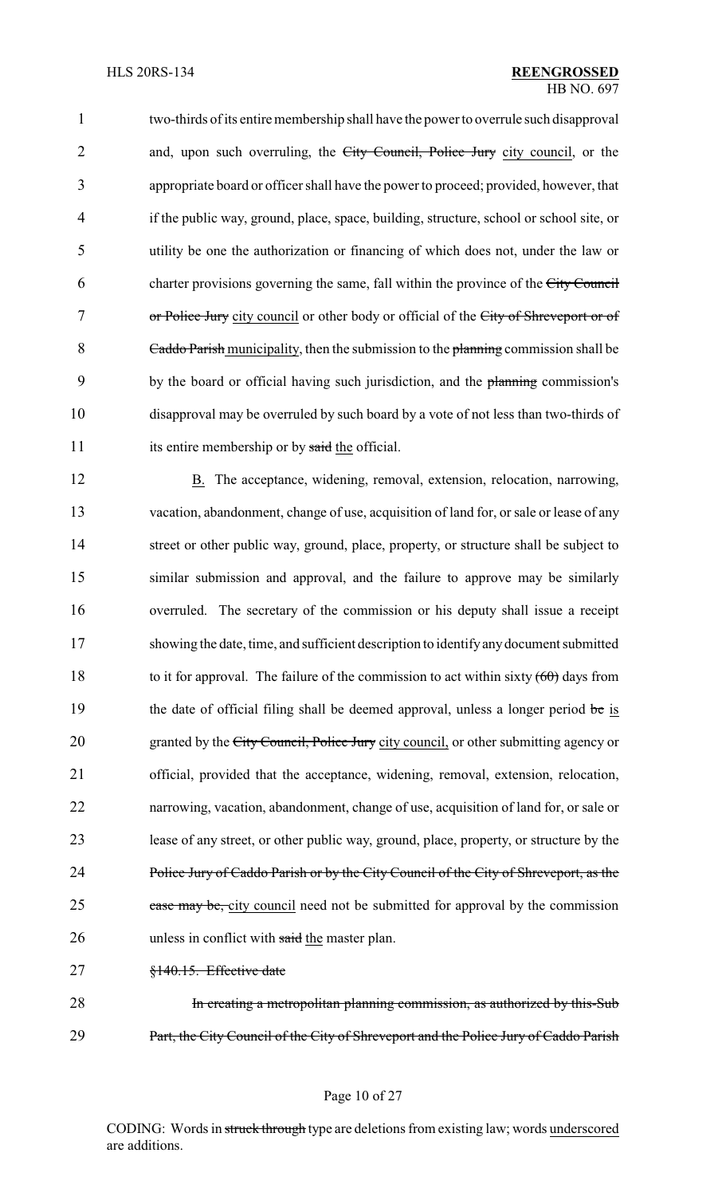two-thirds of its entire membership shall have the power to overrule such disapproval and, upon such overruling, the ~~City Council, Police Jury~~ <u>city council</u>, or the appropriate board or officer shall have the power to proceed; provided, however, that if the public way, ground, place, space, building, structure, school or school site, or utility be one the authorization or financing of which does not, under the law or charter provisions governing the same, fall within the province of the ~~City Council or Police Jury~~ <u>city council</u> or other body or official of the ~~City of Shreveport or of Caddo Parish~~ <u>municipality</u>, then the submission to the ~~planning~~ commission shall be by the board or official having such jurisdiction, and the ~~planning~~ commission's disapproval may be overruled by such board by a vote of not less than two-thirds of its entire membership or by ~~said~~ <u>the</u> official.

<u>B.</u> The acceptance, widening, removal, extension, relocation, narrowing, vacation, abandonment, change of use, acquisition of land for, or sale or lease of any street or other public way, ground, place, property, or structure shall be subject to similar submission and approval, and the failure to approve may be similarly overruled. The secretary of the commission or his deputy shall issue a receipt showing the date, time, and sufficient description to identify any document submitted to it for approval. The failure of the commission to act within sixty ~~(60)~~ days from the date of official filing shall be deemed approval, unless a longer period ~~be~~ <u>is</u> granted by the ~~City Council, Police Jury~~ <u>city council,</u> or other submitting agency or official, provided that the acceptance, widening, removal, extension, relocation, narrowing, vacation, abandonment, change of use, acquisition of land for, or sale or lease of any street, or other public way, ground, place, property, or structure by the ~~Police Jury of Caddo Parish or by the City Council of the City of Shreveport, as the case may be,~~ <u>city council</u> need not be submitted for approval by the commission unless in conflict with ~~said~~ <u>the</u> master plan.

~~§140.15. Effective date~~

~~In creating a metropolitan planning commission, as authorized by this Sub Part, the City Council of the City of Shreveport and the Police Jury of Caddo Parish~~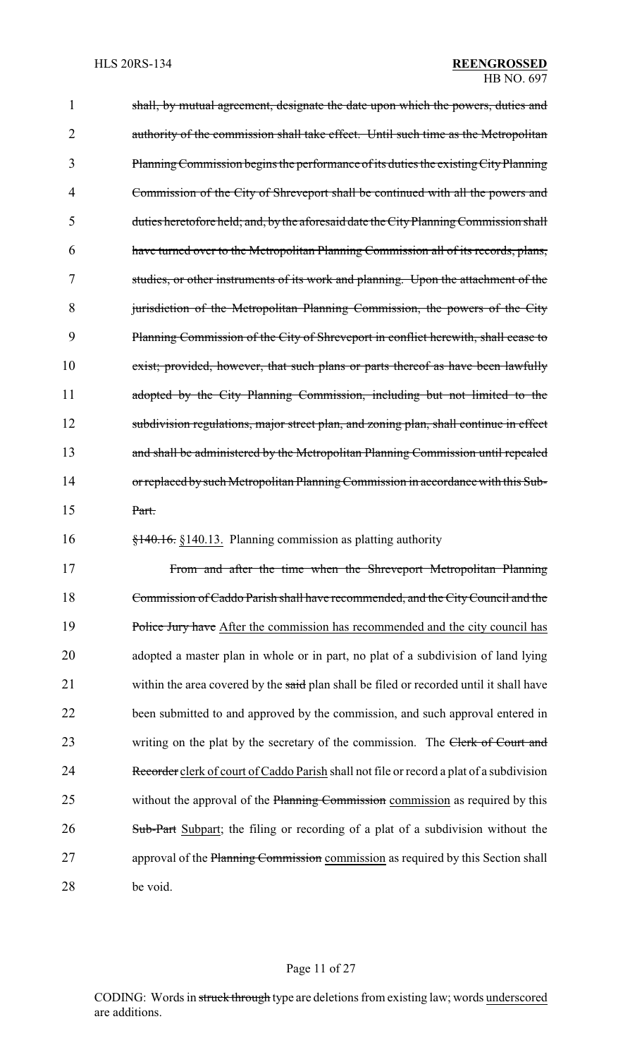shall, by mutual agreement, designate the date upon which the powers, duties and authority of the commission shall take effect. Until such time as the Metropolitan Planning Commission begins the performance of its duties the existing City Planning Commission of the City of Shreveport shall be continued with all the powers and duties heretofore held; and, by the aforesaid date the City Planning Commission shall have turned over to the Metropolitan Planning Commission all of its records, plans, studies, or other instruments of its work and planning. Upon the attachment of the jurisdiction of the Metropolitan Planning Commission, the powers of the City Planning Commission of the City of Shreveport in conflict herewith, shall cease to exist; provided, however, that such plans or parts thereof as have been lawfully adopted by the City Planning Commission, including but not limited to the subdivision regulations, major street plan, and zoning plan, shall continue in effect and shall be administered by the Metropolitan Planning Commission until repealed or replaced by such Metropolitan Planning Commission in accordance with this Sub-Part.

§140.16. §140.13. Planning commission as platting authority

From and after the time when the Shreveport Metropolitan Planning Commission of Caddo Parish shall have recommended, and the City Council and the Police Jury have After the commission has recommended and the city council has adopted a master plan in whole or in part, no plat of a subdivision of land lying within the area covered by the said plan shall be filed or recorded until it shall have been submitted to and approved by the commission, and such approval entered in writing on the plat by the secretary of the commission. The Clerk of Court and Recorder clerk of court of Caddo Parish shall not file or record a plat of a subdivision without the approval of the Planning Commission commission as required by this Sub-Part Subpart; the filing or recording of a plat of a subdivision without the approval of the Planning Commission commission as required by this Section shall be void.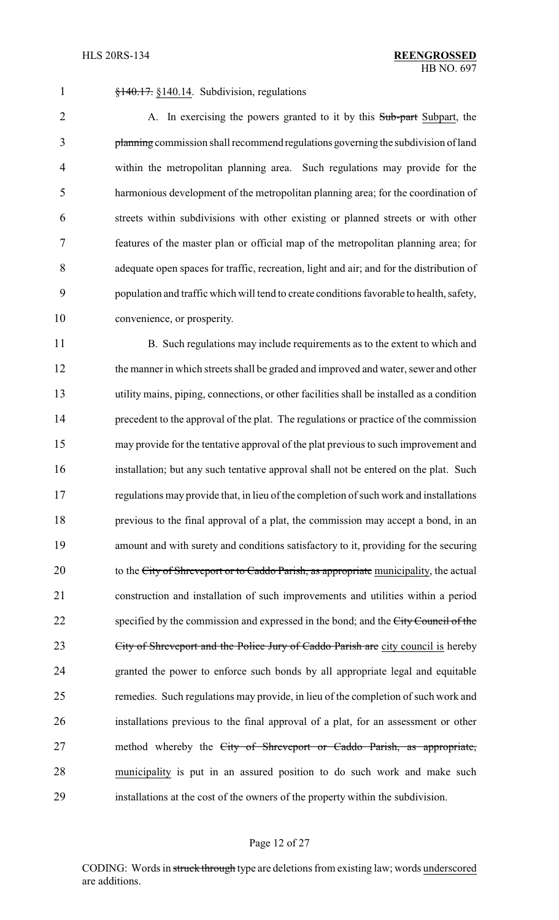~~§140.17.~~ §140.14. Subdivision, regulations

A. In exercising the powers granted to it by this ~~Sub-part~~ Subpart, the ~~planning~~ commission shall recommend regulations governing the subdivision of land within the metropolitan planning area. Such regulations may provide for the harmonious development of the metropolitan planning area; for the coordination of streets within subdivisions with other existing or planned streets or with other features of the master plan or official map of the metropolitan planning area; for adequate open spaces for traffic, recreation, light and air; and for the distribution of population and traffic which will tend to create conditions favorable to health, safety, convenience, or prosperity.

B. Such regulations may include requirements as to the extent to which and the manner in which streets shall be graded and improved and water, sewer and other utility mains, piping, connections, or other facilities shall be installed as a condition precedent to the approval of the plat. The regulations or practice of the commission may provide for the tentative approval of the plat previous to such improvement and installation; but any such tentative approval shall not be entered on the plat. Such regulations may provide that, in lieu of the completion of such work and installations previous to the final approval of a plat, the commission may accept a bond, in an amount and with surety and conditions satisfactory to it, providing for the securing to the ~~City of Shreveport or to Caddo Parish, as appropriate~~ municipality, the actual construction and installation of such improvements and utilities within a period specified by the commission and expressed in the bond; and the ~~City Council of the City of Shreveport and the Police Jury of Caddo Parish are~~ city council is hereby granted the power to enforce such bonds by all appropriate legal and equitable remedies. Such regulations may provide, in lieu of the completion of such work and installations previous to the final approval of a plat, for an assessment or other method whereby the ~~City of Shreveport or Caddo Parish, as appropriate,~~ municipality is put in an assured position to do such work and make such installations at the cost of the owners of the property within the subdivision.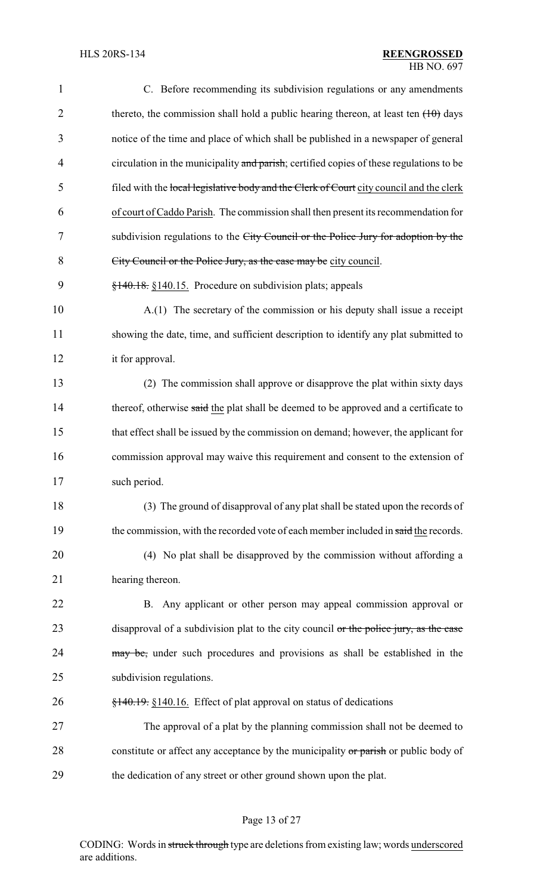C. Before recommending its subdivision regulations or any amendments thereto, the commission shall hold a public hearing thereon, at least ten ~~(10)~~ days notice of the time and place of which shall be published in a newspaper of general circulation in the municipality ~~and parish~~; certified copies of these regulations to be filed with the ~~local legislative body and the Clerk of Court~~ city council and the clerk of court of Caddo Parish. The commission shall then present its recommendation for subdivision regulations to the ~~City Council or the Police Jury for adoption by the City Council or the Police Jury, as the case may be~~ city council.

~~§140.18.~~ §140.15. Procedure on subdivision plats; appeals

A.(1) The secretary of the commission or his deputy shall issue a receipt showing the date, time, and sufficient description to identify any plat submitted to it for approval.

(2) The commission shall approve or disapprove the plat within sixty days thereof, otherwise ~~said~~ the plat shall be deemed to be approved and a certificate to that effect shall be issued by the commission on demand; however, the applicant for commission approval may waive this requirement and consent to the extension of such period.

(3) The ground of disapproval of any plat shall be stated upon the records of the commission, with the recorded vote of each member included in ~~said~~ the records.

(4) No plat shall be disapproved by the commission without affording a hearing thereon.

B. Any applicant or other person may appeal commission approval or disapproval of a subdivision plat to the city council ~~or the police jury, as the case may be,~~ under such procedures and provisions as shall be established in the subdivision regulations.

~~§140.19.~~ §140.16. Effect of plat approval on status of dedications

The approval of a plat by the planning commission shall not be deemed to constitute or affect any acceptance by the municipality ~~or parish~~ or public body of the dedication of any street or other ground shown upon the plat.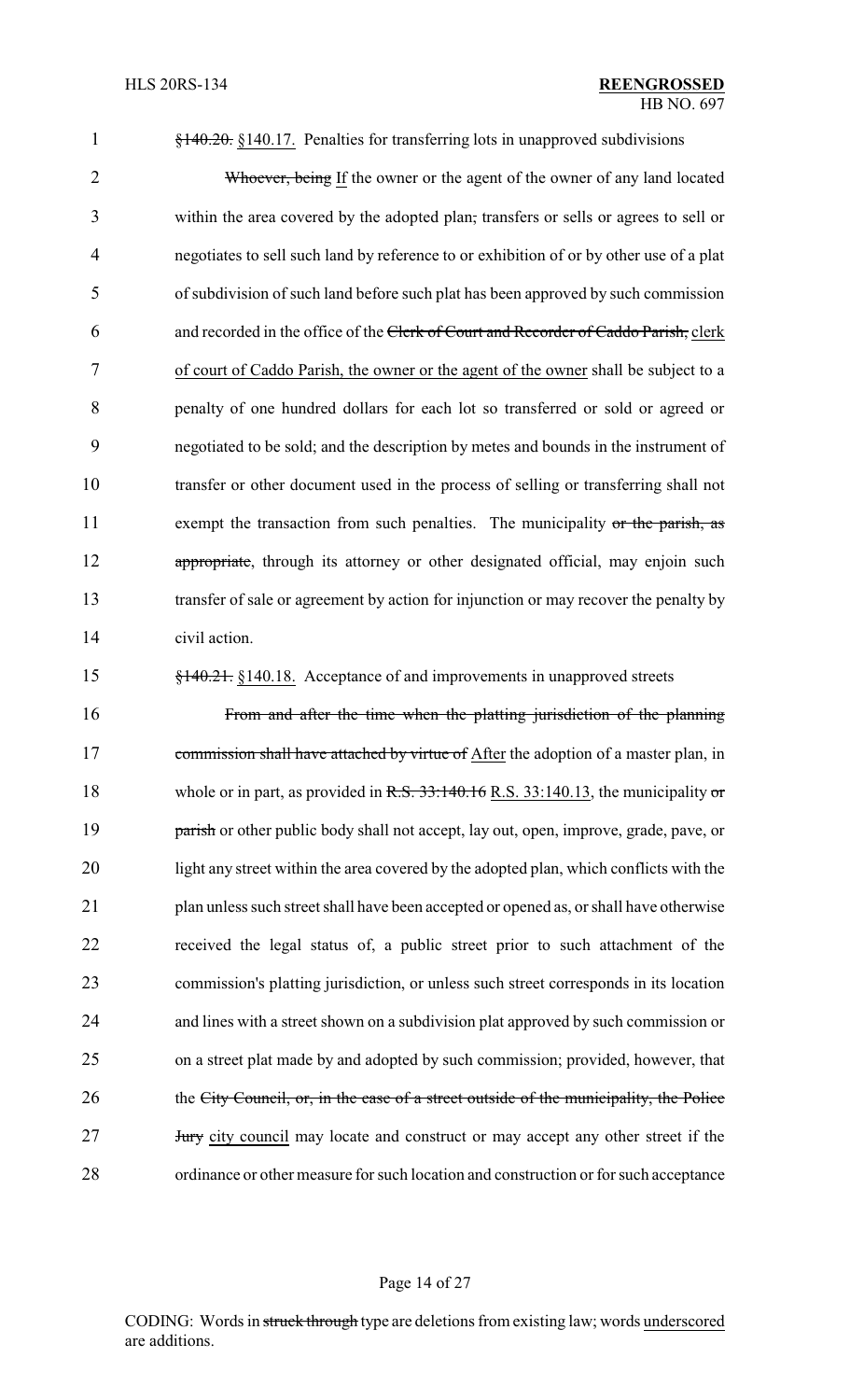§140.20. §140.17. Penalties for transferring lots in unapproved subdivisions

Whoever, being If the owner or the agent of the owner of any land located within the area covered by the adopted plan, transfers or sells or agrees to sell or negotiates to sell such land by reference to or exhibition of or by other use of a plat of subdivision of such land before such plat has been approved by such commission and recorded in the office of the Clerk of Court and Recorder of Caddo Parish, clerk of court of Caddo Parish, the owner or the agent of the owner shall be subject to a penalty of one hundred dollars for each lot so transferred or sold or agreed or negotiated to be sold; and the description by metes and bounds in the instrument of transfer or other document used in the process of selling or transferring shall not exempt the transaction from such penalties. The municipality or the parish, as appropriate, through its attorney or other designated official, may enjoin such transfer of sale or agreement by action for injunction or may recover the penalty by civil action.

§140.21. §140.18. Acceptance of and improvements in unapproved streets

From and after the time when the platting jurisdiction of the planning commission shall have attached by virtue of After the adoption of a master plan, in whole or in part, as provided in R.S. 33:140.16 R.S. 33:140.13, the municipality or parish or other public body shall not accept, lay out, open, improve, grade, pave, or light any street within the area covered by the adopted plan, which conflicts with the plan unless such street shall have been accepted or opened as, or shall have otherwise received the legal status of, a public street prior to such attachment of the commission's platting jurisdiction, or unless such street corresponds in its location and lines with a street shown on a subdivision plat approved by such commission or on a street plat made by and adopted by such commission; provided, however, that the City Council, or, in the case of a street outside of the municipality, the Police Jury city council may locate and construct or may accept any other street if the ordinance or other measure for such location and construction or for such acceptance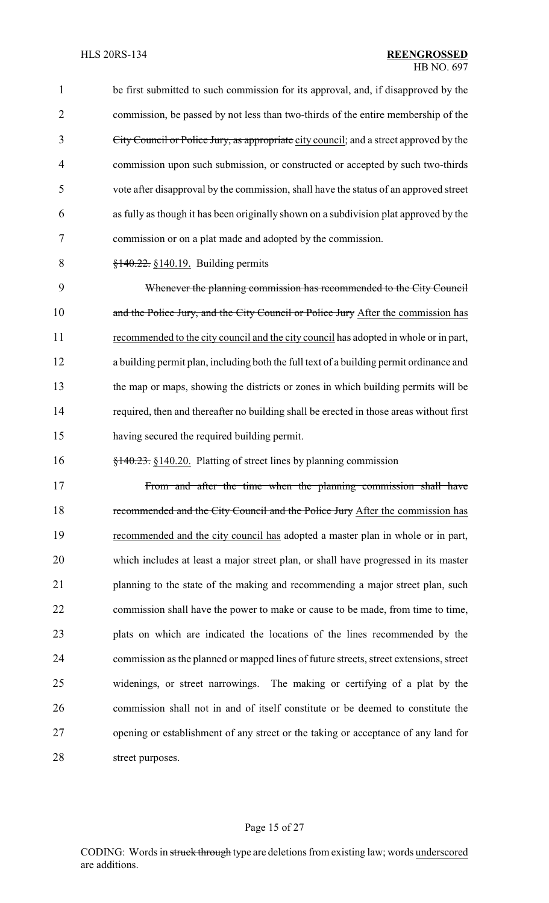be first submitted to such commission for its approval, and, if disapproved by the commission, be passed by not less than two-thirds of the entire membership of the ~~City Council or Police Jury, as appropriate~~ city council; and a street approved by the commission upon such submission, or constructed or accepted by such two-thirds vote after disapproval by the commission, shall have the status of an approved street as fully as though it has been originally shown on a subdivision plat approved by the commission or on a plat made and adopted by the commission.

~~§140.22.~~ §140.19. Building permits

~~Whenever the planning commission has recommended to the City Council and the Police Jury, and the City Council or Police Jury~~ After the commission has recommended to the city council and the city council has adopted in whole or in part, a building permit plan, including both the full text of a building permit ordinance and the map or maps, showing the districts or zones in which building permits will be required, then and thereafter no building shall be erected in those areas without first having secured the required building permit.

~~§140.23.~~ §140.20. Platting of street lines by planning commission

~~From and after the time when the planning commission shall have recommended and the City Council and the Police Jury~~ After the commission has recommended and the city council has adopted a master plan in whole or in part, which includes at least a major street plan, or shall have progressed in its master planning to the state of the making and recommending a major street plan, such commission shall have the power to make or cause to be made, from time to time, plats on which are indicated the locations of the lines recommended by the commission as the planned or mapped lines of future streets, street extensions, street widenings, or street narrowings. The making or certifying of a plat by the commission shall not in and of itself constitute or be deemed to constitute the opening or establishment of any street or the taking or acceptance of any land for street purposes.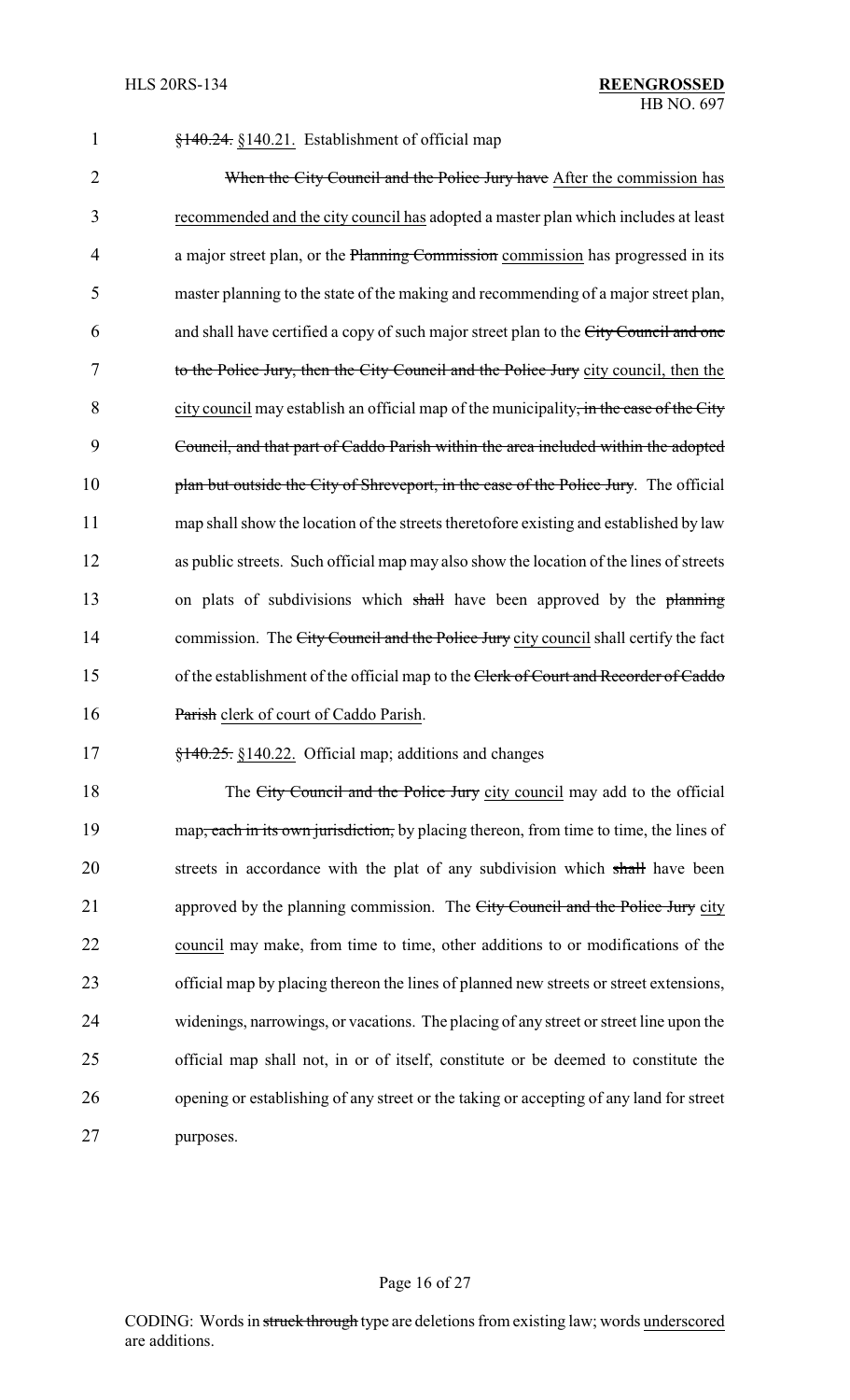~~§140.24.~~ §140.21. Establishment of official map

~~When the City Council and the Police Jury have~~ After the commission has recommended and the city council has adopted a master plan which includes at least a major street plan, or the ~~Planning Commission~~ commission has progressed in its master planning to the state of the making and recommending of a major street plan, and shall have certified a copy of such major street plan to the ~~City Council and one to the Police Jury, then the City Council and the Police Jury~~ city council, then the city council may establish an official map of the municipality~~, in the case of the City Council, and that part of Caddo Parish within the area included within the adopted plan but outside the City of Shreveport, in the case of the Police Jury~~. The official map shall show the location of the streets theretofore existing and established by law as public streets. Such official map may also show the location of the lines of streets on plats of subdivisions which ~~shall~~ have been approved by the ~~planning~~ commission. The ~~City Council and the Police Jury~~ city council shall certify the fact of the establishment of the official map to the ~~Clerk of Court and Recorder of Caddo Parish~~ clerk of court of Caddo Parish.

~~§140.25.~~ §140.22. Official map; additions and changes

The ~~City Council and the Police Jury~~ city council may add to the official map~~, each in its own jurisdiction,~~ by placing thereon, from time to time, the lines of streets in accordance with the plat of any subdivision which ~~shall~~ have been approved by the planning commission. The ~~City Council and the Police Jury~~ city council may make, from time to time, other additions to or modifications of the official map by placing thereon the lines of planned new streets or street extensions, widenings, narrowings, or vacations. The placing of any street or street line upon the official map shall not, in or of itself, constitute or be deemed to constitute the opening or establishing of any street or the taking or accepting of any land for street purposes.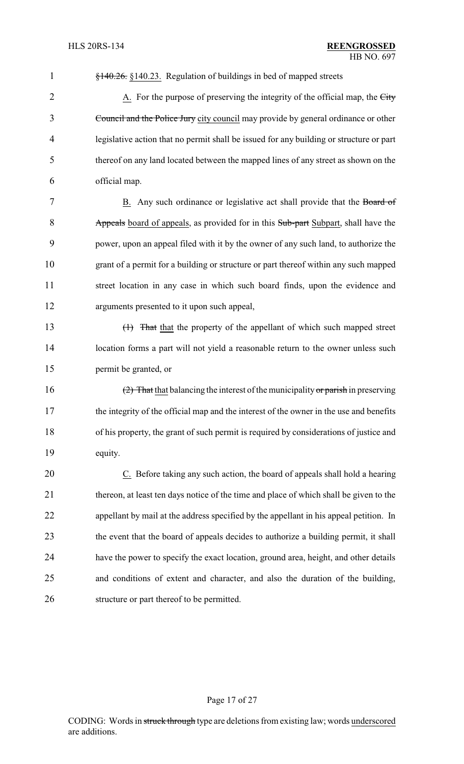~~§140.26.~~ §140.23. Regulation of buildings in bed of mapped streets

A. For the purpose of preserving the integrity of the official map, the ~~City Council and the Police Jury~~ city council may provide by general ordinance or other legislative action that no permit shall be issued for any building or structure or part thereof on any land located between the mapped lines of any street as shown on the official map.

B. Any such ordinance or legislative act shall provide that the ~~Board of Appeals~~ board of appeals, as provided for in this ~~Sub-part~~ Subpart, shall have the power, upon an appeal filed with it by the owner of any such land, to authorize the grant of a permit for a building or structure or part thereof within any such mapped street location in any case in which such board finds, upon the evidence and arguments presented to it upon such appeal,

~~(1) That~~ that the property of the appellant of which such mapped street location forms a part will not yield a reasonable return to the owner unless such permit be granted, or

~~(2) That~~ that balancing the interest of the municipality ~~or parish~~ in preserving the integrity of the official map and the interest of the owner in the use and benefits of his property, the grant of such permit is required by considerations of justice and equity.

C. Before taking any such action, the board of appeals shall hold a hearing thereon, at least ten days notice of the time and place of which shall be given to the appellant by mail at the address specified by the appellant in his appeal petition. In the event that the board of appeals decides to authorize a building permit, it shall have the power to specify the exact location, ground area, height, and other details and conditions of extent and character, and also the duration of the building, structure or part thereof to be permitted.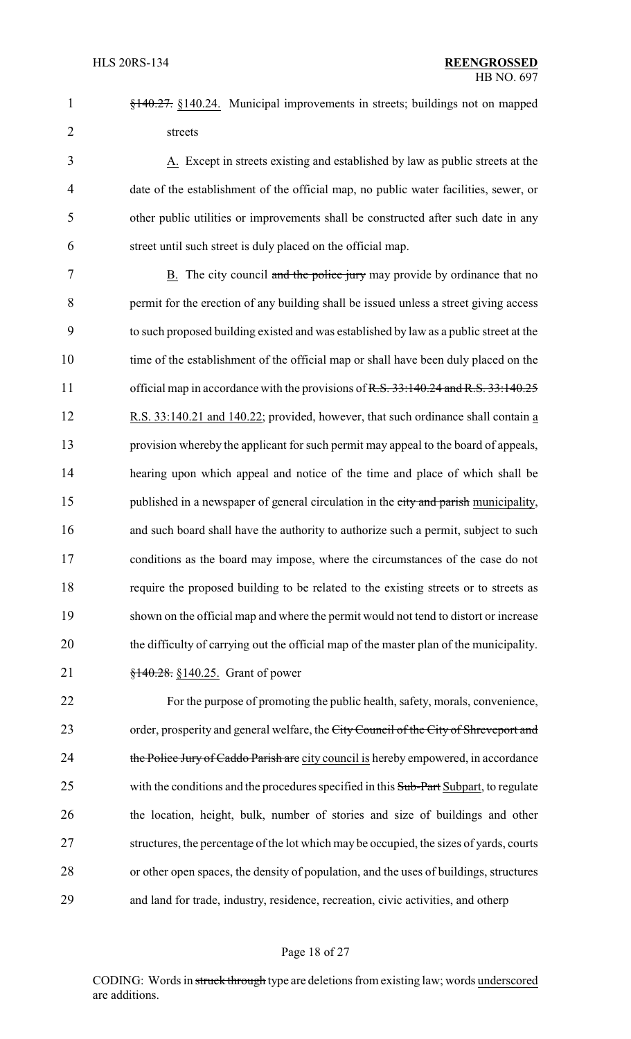~~§140.27.~~ §140.24. Municipal improvements in streets; buildings not on mapped streets

A. Except in streets existing and established by law as public streets at the date of the establishment of the official map, no public water facilities, sewer, or other public utilities or improvements shall be constructed after such date in any street until such street is duly placed on the official map.

B. The city council ~~and the police jury~~ may provide by ordinance that no permit for the erection of any building shall be issued unless a street giving access to such proposed building existed and was established by law as a public street at the time of the establishment of the official map or shall have been duly placed on the official map in accordance with the provisions of ~~R.S. 33:140.24 and R.S. 33:140.25~~ R.S. 33:140.21 and 140.22; provided, however, that such ordinance shall contain a provision whereby the applicant for such permit may appeal to the board of appeals, hearing upon which appeal and notice of the time and place of which shall be published in a newspaper of general circulation in the ~~city and parish~~ municipality, and such board shall have the authority to authorize such a permit, subject to such conditions as the board may impose, where the circumstances of the case do not require the proposed building to be related to the existing streets or to streets as shown on the official map and where the permit would not tend to distort or increase the difficulty of carrying out the official map of the master plan of the municipality.

~~§140.28.~~ §140.25. Grant of power

For the purpose of promoting the public health, safety, morals, convenience, order, prosperity and general welfare, the ~~City Council of the City of Shreveport and the Police Jury of Caddo Parish are~~ city council is hereby empowered, in accordance with the conditions and the procedures specified in this ~~Sub-Part~~ Subpart, to regulate the location, height, bulk, number of stories and size of buildings and other structures, the percentage of the lot which may be occupied, the sizes of yards, courts or other open spaces, the density of population, and the uses of buildings, structures and land for trade, industry, residence, recreation, civic activities, and otherp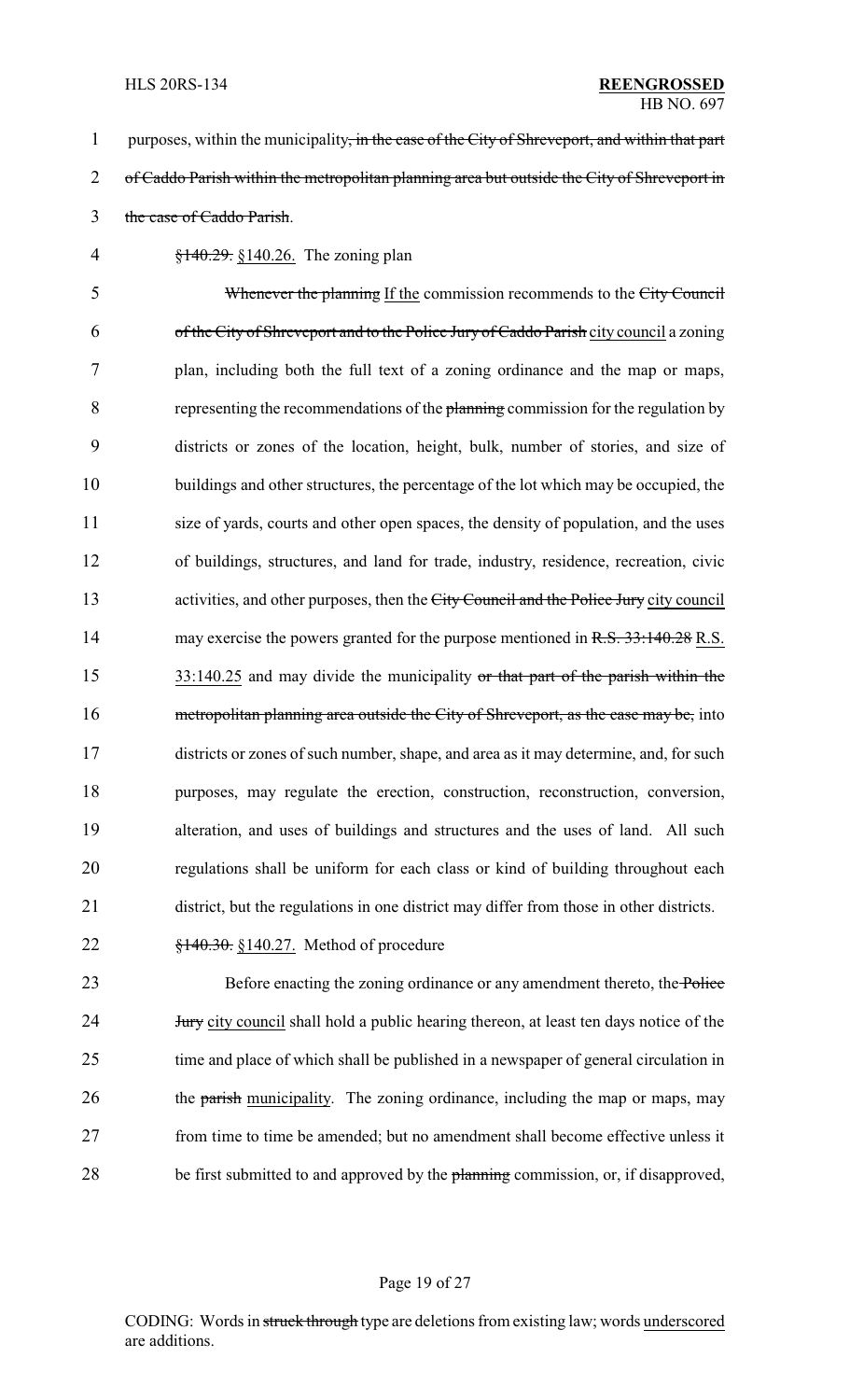purposes, within the municipality~~, in the case of the City of Shreveport, and within that part of Caddo Parish within the metropolitan planning area but outside the City of Shreveport in the case of Caddo Parish~~.

~~§140.29.~~ §140.26. The zoning plan

~~Whenever the planning~~ If the commission recommends to the ~~City Council of the City of Shreveport and to the Police Jury of Caddo Parish~~ city council a zoning plan, including both the full text of a zoning ordinance and the map or maps, representing the recommendations of the ~~planning~~ commission for the regulation by districts or zones of the location, height, bulk, number of stories, and size of buildings and other structures, the percentage of the lot which may be occupied, the size of yards, courts and other open spaces, the density of population, and the uses of buildings, structures, and land for trade, industry, residence, recreation, civic activities, and other purposes, then the ~~City Council and the Police Jury~~ city council may exercise the powers granted for the purpose mentioned in ~~R.S. 33:140.28~~ R.S. 33:140.25 and may divide the municipality ~~or that part of the parish within the metropolitan planning area outside the City of Shreveport, as the case may be,~~ into districts or zones of such number, shape, and area as it may determine, and, for such purposes, may regulate the erection, construction, reconstruction, conversion, alteration, and uses of buildings and structures and the uses of land. All such regulations shall be uniform for each class or kind of building throughout each district, but the regulations in one district may differ from those in other districts.

~~§140.30.~~ §140.27. Method of procedure

Before enacting the zoning ordinance or any amendment thereto, the ~~Police Jury~~ city council shall hold a public hearing thereon, at least ten days notice of the time and place of which shall be published in a newspaper of general circulation in the ~~parish~~ municipality. The zoning ordinance, including the map or maps, may from time to time be amended; but no amendment shall become effective unless it be first submitted to and approved by the ~~planning~~ commission, or, if disapproved,

CODING: Words in ~~struck through~~ type are deletions from existing law; words underscored are additions.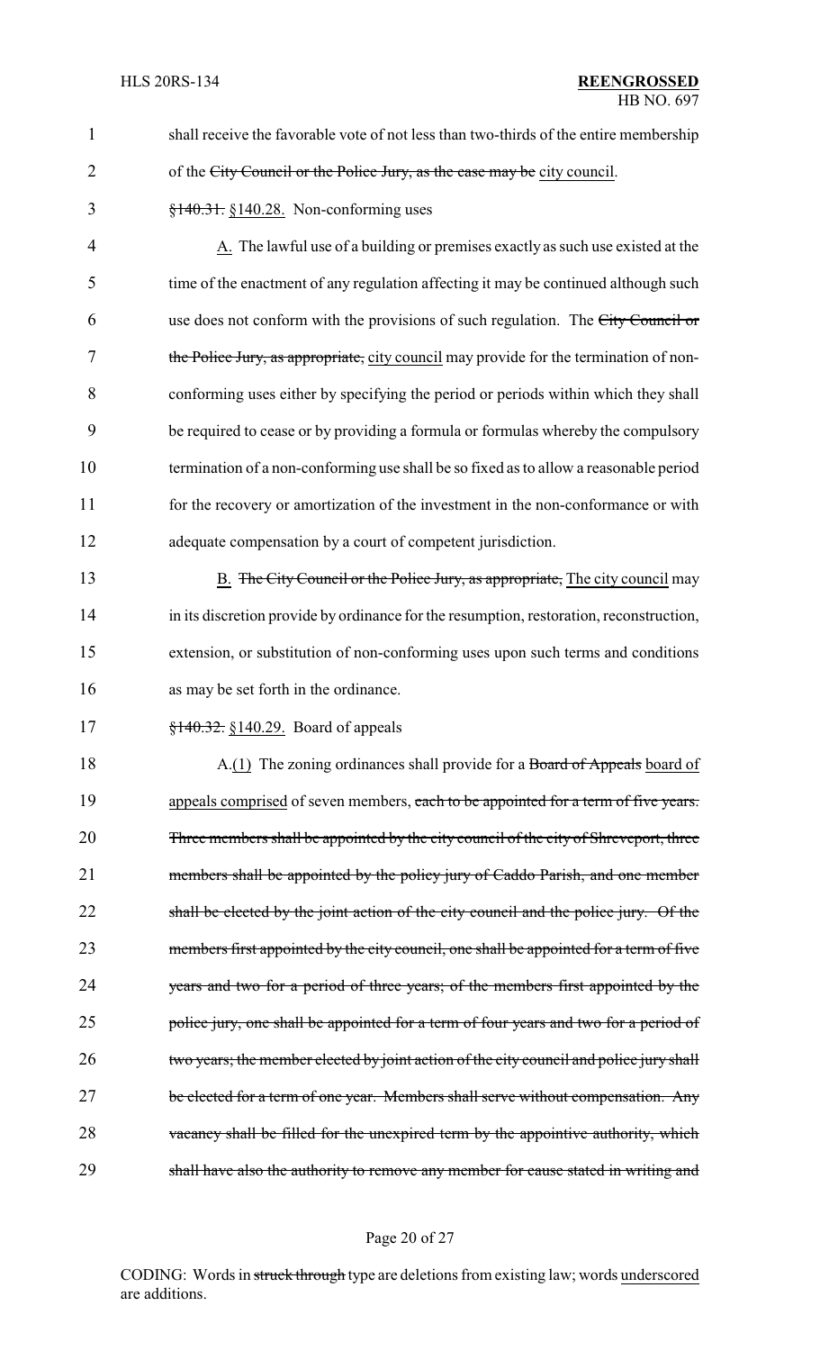shall receive the favorable vote of not less than two-thirds of the entire membership of the ~~City Council or the Police Jury, as the case may be~~ city council.

~~§140.31.~~ §140.28. Non-conforming uses

A. The lawful use of a building or premises exactly as such use existed at the time of the enactment of any regulation affecting it may be continued although such use does not conform with the provisions of such regulation. The ~~City Council or the Police Jury, as appropriate,~~ city council may provide for the termination of non-conforming uses either by specifying the period or periods within which they shall be required to cease or by providing a formula or formulas whereby the compulsory termination of a non-conforming use shall be so fixed as to allow a reasonable period for the recovery or amortization of the investment in the non-conformance or with adequate compensation by a court of competent jurisdiction.

B. ~~The City Council or the Police Jury, as appropriate,~~ The city council may in its discretion provide by ordinance for the resumption, restoration, reconstruction, extension, or substitution of non-conforming uses upon such terms and conditions as may be set forth in the ordinance.

~~§140.32.~~ §140.29. Board of appeals

A.(1) The zoning ordinances shall provide for a ~~Board of Appeals~~ board of appeals comprised of seven members, ~~each to be appointed for a term of five years. Three members shall be appointed by the city council of the city of Shreveport, three members shall be appointed by the policy jury of Caddo Parish, and one member shall be elected by the joint action of the city council and the police jury. Of the members first appointed by the city council, one shall be appointed for a term of five years and two for a period of three years; of the members first appointed by the police jury, one shall be appointed for a term of four years and two for a period of two years; the member elected by joint action of the city council and police jury shall be elected for a term of one year. Members shall serve without compensation. Any vacancy shall be filled for the unexpired term by the appointive authority, which shall have also the authority to remove any member for cause stated in writing and~~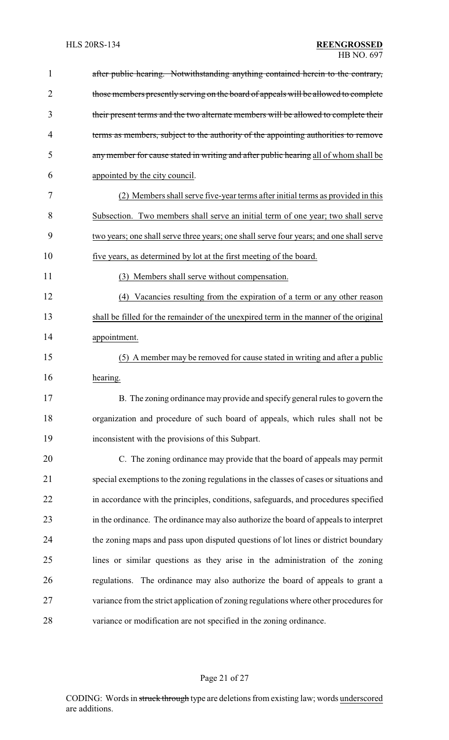~~after public hearing. Notwithstanding anything contained herein to the contrary, those members presently serving on the board of appeals will be allowed to complete their present terms and the two alternate members will be allowed to complete their terms as members, subject to the authority of the appointing authorities to remove any member for cause stated in writing and after public hearing~~ <u>all of whom shall be appointed by the city council</u>.

<u>(2) Members shall serve five-year terms after initial terms as provided in this Subsection. Two members shall serve an initial term of one year; two shall serve two years; one shall serve three years; one shall serve four years; and one shall serve five years, as determined by lot at the first meeting of the board.</u>

<u>(3) Members shall serve without compensation.</u>

<u>(4) Vacancies resulting from the expiration of a term or any other reason shall be filled for the remainder of the unexpired term in the manner of the original appointment.</u>

<u>(5) A member may be removed for cause stated in writing and after a public hearing.</u>

B. The zoning ordinance may provide and specify general rules to govern the organization and procedure of such board of appeals, which rules shall not be inconsistent with the provisions of this Subpart.

C. The zoning ordinance may provide that the board of appeals may permit special exemptions to the zoning regulations in the classes of cases or situations and in accordance with the principles, conditions, safeguards, and procedures specified in the ordinance. The ordinance may also authorize the board of appeals to interpret the zoning maps and pass upon disputed questions of lot lines or district boundary lines or similar questions as they arise in the administration of the zoning regulations. The ordinance may also authorize the board of appeals to grant a variance from the strict application of zoning regulations where other procedures for variance or modification are not specified in the zoning ordinance.

CODING: Words in ~~struck through~~ type are deletions from existing law; words <u>underscored</u> are additions.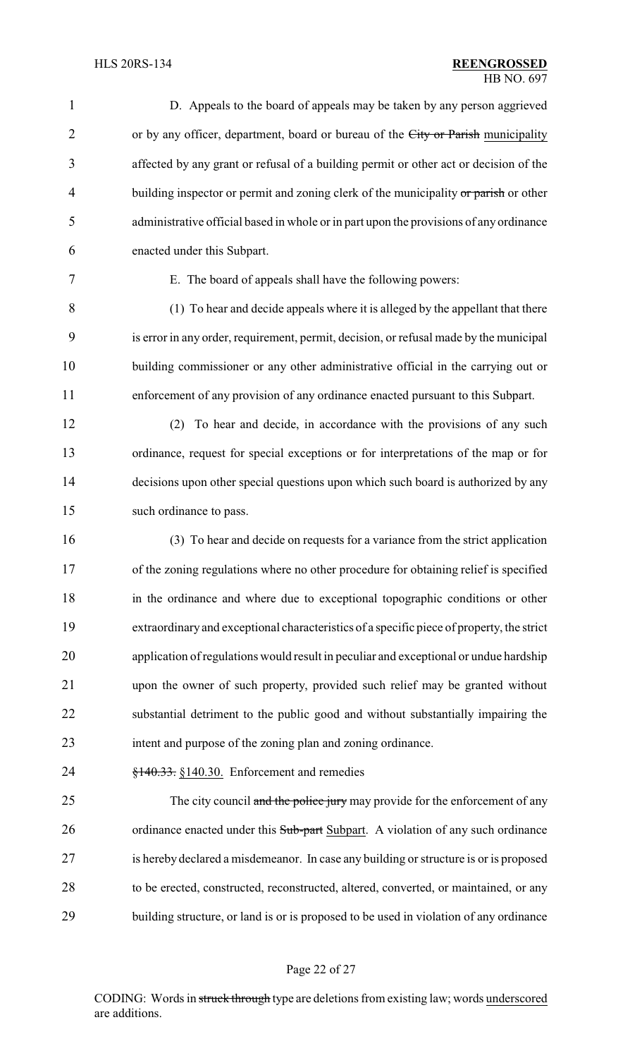D. Appeals to the board of appeals may be taken by any person aggrieved or by any officer, department, board or bureau of the ~~City or Parish~~ municipality affected by any grant or refusal of a building permit or other act or decision of the building inspector or permit and zoning clerk of the municipality ~~or parish~~ or other administrative official based in whole or in part upon the provisions of any ordinance enacted under this Subpart.

E. The board of appeals shall have the following powers:

(1) To hear and decide appeals where it is alleged by the appellant that there is error in any order, requirement, permit, decision, or refusal made by the municipal building commissioner or any other administrative official in the carrying out or enforcement of any provision of any ordinance enacted pursuant to this Subpart.

(2) To hear and decide, in accordance with the provisions of any such ordinance, request for special exceptions or for interpretations of the map or for decisions upon other special questions upon which such board is authorized by any such ordinance to pass.

(3) To hear and decide on requests for a variance from the strict application of the zoning regulations where no other procedure for obtaining relief is specified in the ordinance and where due to exceptional topographic conditions or other extraordinary and exceptional characteristics of a specific piece of property, the strict application of regulations would result in peculiar and exceptional or undue hardship upon the owner of such property, provided such relief may be granted without substantial detriment to the public good and without substantially impairing the intent and purpose of the zoning plan and zoning ordinance.

~~§140.33.~~ §140.30. Enforcement and remedies

The city council ~~and the police jury~~ may provide for the enforcement of any ordinance enacted under this ~~Sub-part~~ Subpart. A violation of any such ordinance is hereby declared a misdemeanor. In case any building or structure is or is proposed to be erected, constructed, reconstructed, altered, converted, or maintained, or any building structure, or land is or is proposed to be used in violation of any ordinance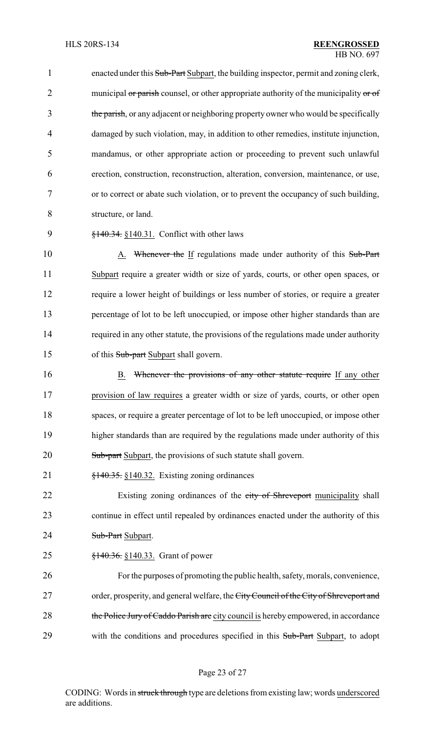enacted under this ~~Sub-Part~~ Subpart, the building inspector, permit and zoning clerk, municipal ~~or parish~~ counsel, or other appropriate authority of the municipality ~~or of the parish~~, or any adjacent or neighboring property owner who would be specifically damaged by such violation, may, in addition to other remedies, institute injunction, mandamus, or other appropriate action or proceeding to prevent such unlawful erection, construction, reconstruction, alteration, conversion, maintenance, or use, or to correct or abate such violation, or to prevent the occupancy of such building, structure, or land.

~~§140.34.~~ §140.31. Conflict with other laws

A. ~~Whenever the~~ If regulations made under authority of this ~~Sub-Part~~ Subpart require a greater width or size of yards, courts, or other open spaces, or require a lower height of buildings or less number of stories, or require a greater percentage of lot to be left unoccupied, or impose other higher standards than are required in any other statute, the provisions of the regulations made under authority of this ~~Sub-part~~ Subpart shall govern.

B. ~~Whenever the provisions of any other statute require~~ If any other provision of law requires a greater width or size of yards, courts, or other open spaces, or require a greater percentage of lot to be left unoccupied, or impose other higher standards than are required by the regulations made under authority of this ~~Sub-part~~ Subpart, the provisions of such statute shall govern.

~~§140.35.~~ §140.32. Existing zoning ordinances

Existing zoning ordinances of the ~~city of Shreveport~~ municipality shall continue in effect until repealed by ordinances enacted under the authority of this ~~Sub-Part~~ Subpart.

~~§140.36.~~ §140.33. Grant of power

For the purposes of promoting the public health, safety, morals, convenience, order, prosperity, and general welfare, the ~~City Council of the City of Shreveport and the Police Jury of Caddo Parish are~~ city council is hereby empowered, in accordance with the conditions and procedures specified in this ~~Sub-Part~~ Subpart, to adopt

CODING: Words in ~~struck through~~ type are deletions from existing law; words underscored are additions.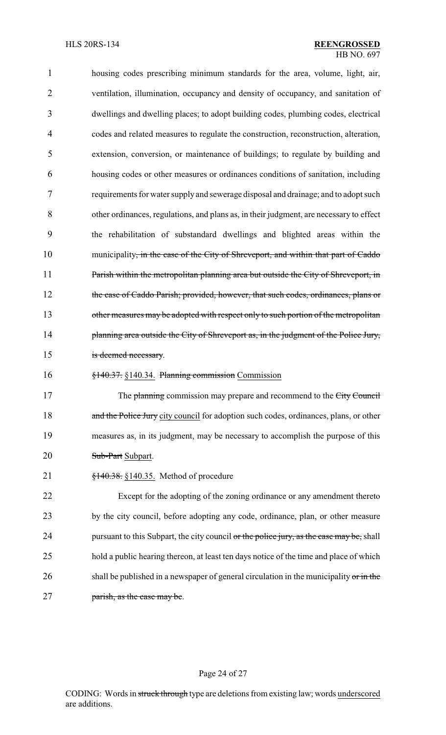housing codes prescribing minimum standards for the area, volume, light, air, ventilation, illumination, occupancy and density of occupancy, and sanitation of dwellings and dwelling places; to adopt building codes, plumbing codes, electrical codes and related measures to regulate the construction, reconstruction, alteration, extension, conversion, or maintenance of buildings; to regulate by building and housing codes or other measures or ordinances conditions of sanitation, including requirements for water supply and sewerage disposal and drainage; and to adopt such other ordinances, regulations, and plans as, in their judgment, are necessary to effect the rehabilitation of substandard dwellings and blighted areas within the municipality~~, in the case of the City of Shreveport, and within that part of Caddo Parish within the metropolitan planning area but outside the City of Shreveport, in the case of Caddo Parish; provided, however, that such codes, ordinances, plans or other measures may be adopted with respect only to such portion of the metropolitan planning area outside the City of Shreveport as, in the judgment of the Police Jury, is deemed necessary~~.

~~§140.37.~~ <u>§140.34.</u> ~~Planning commission~~ <u>Commission</u>

The ~~planning~~ commission may prepare and recommend to the ~~City Council and the Police Jury~~ <u>city council</u> for adoption such codes, ordinances, plans, or other measures as, in its judgment, may be necessary to accomplish the purpose of this ~~Sub-Part~~ <u>Subpart</u>.

~~§140.38.~~ <u>§140.35.</u> Method of procedure

Except for the adopting of the zoning ordinance or any amendment thereto by the city council, before adopting any code, ordinance, plan, or other measure pursuant to this Subpart, the city council ~~or the police jury, as the case may be,~~ shall hold a public hearing thereon, at least ten days notice of the time and place of which shall be published in a newspaper of general circulation in the municipality ~~or in the parish, as the case may be~~.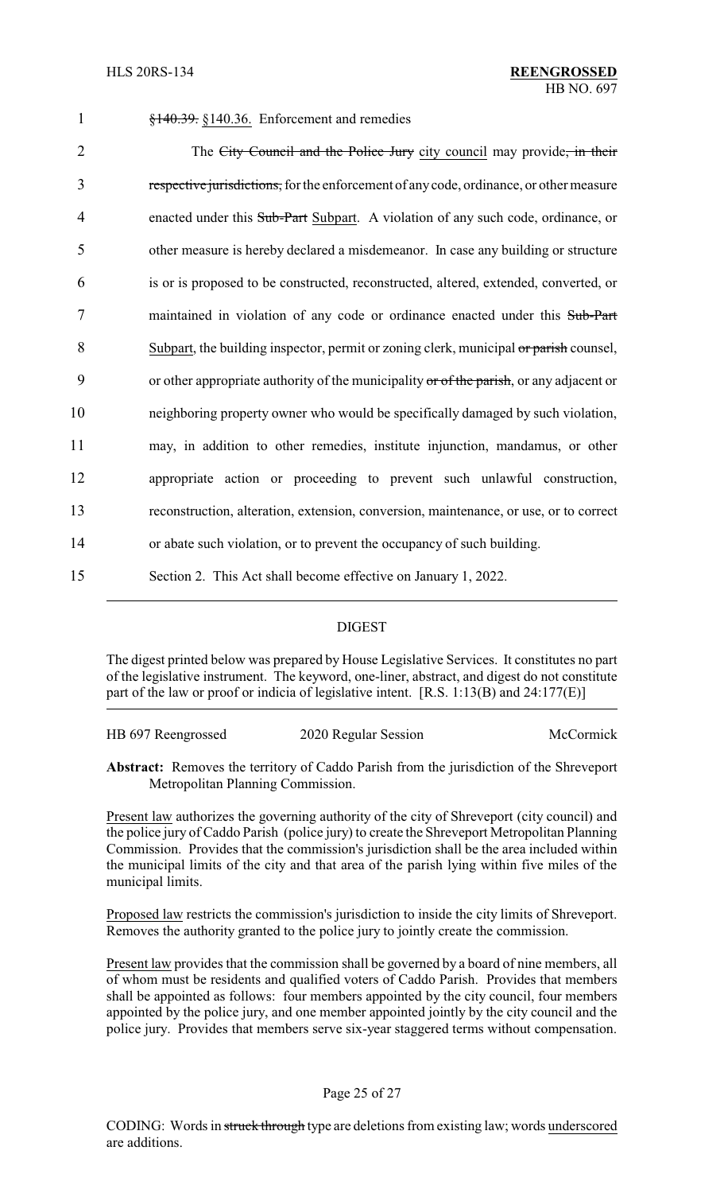1 ~~§140.39.~~ §140.36. Enforcement and remedies

2 The ~~City Council and the Police Jury~~ city council may provide~~, in their~~
3 ~~respective jurisdictions,~~ for the enforcement of any code, ordinance, or other measure
4 enacted under this ~~Sub-Part~~ Subpart. A violation of any such code, ordinance, or
5 other measure is hereby declared a misdemeanor. In case any building or structure
6 is or is proposed to be constructed, reconstructed, altered, extended, converted, or
7 maintained in violation of any code or ordinance enacted under this ~~Sub-Part~~
8 Subpart, the building inspector, permit or zoning clerk, municipal ~~or parish~~ counsel,
9 or other appropriate authority of the municipality ~~or of the parish~~, or any adjacent or
10 neighboring property owner who would be specifically damaged by such violation,
11 may, in addition to other remedies, institute injunction, mandamus, or other
12 appropriate action or proceeding to prevent such unlawful construction,
13 reconstruction, alteration, extension, conversion, maintenance, or use, or to correct
14 or abate such violation, or to prevent the occupancy of such building.

15 Section 2. This Act shall become effective on January 1, 2022.

---

## DIGEST

The digest printed below was prepared by House Legislative Services. It constitutes no part of the legislative instrument. The keyword, one-liner, abstract, and digest do not constitute part of the law or proof or indicia of legislative intent. [R.S. 1:13(B) and 24:177(E)]

HB 697 Reengrossed    2020 Regular Session    McCormick

**Abstract:** Removes the territory of Caddo Parish from the jurisdiction of the Shreveport Metropolitan Planning Commission.

Present law authorizes the governing authority of the city of Shreveport (city council) and the police jury of Caddo Parish (police jury) to create the Shreveport Metropolitan Planning Commission. Provides that the commission's jurisdiction shall be the area included within the municipal limits of the city and that area of the parish lying within five miles of the municipal limits.

Proposed law restricts the commission's jurisdiction to inside the city limits of Shreveport. Removes the authority granted to the police jury to jointly create the commission.

Present law provides that the commission shall be governed by a board of nine members, all of whom must be residents and qualified voters of Caddo Parish. Provides that members shall be appointed as follows: four members appointed by the city council, four members appointed by the police jury, and one member appointed jointly by the city council and the police jury. Provides that members serve six-year staggered terms without compensation.

CODING: Words in ~~struck through~~ type are deletions from existing law; words underscored are additions.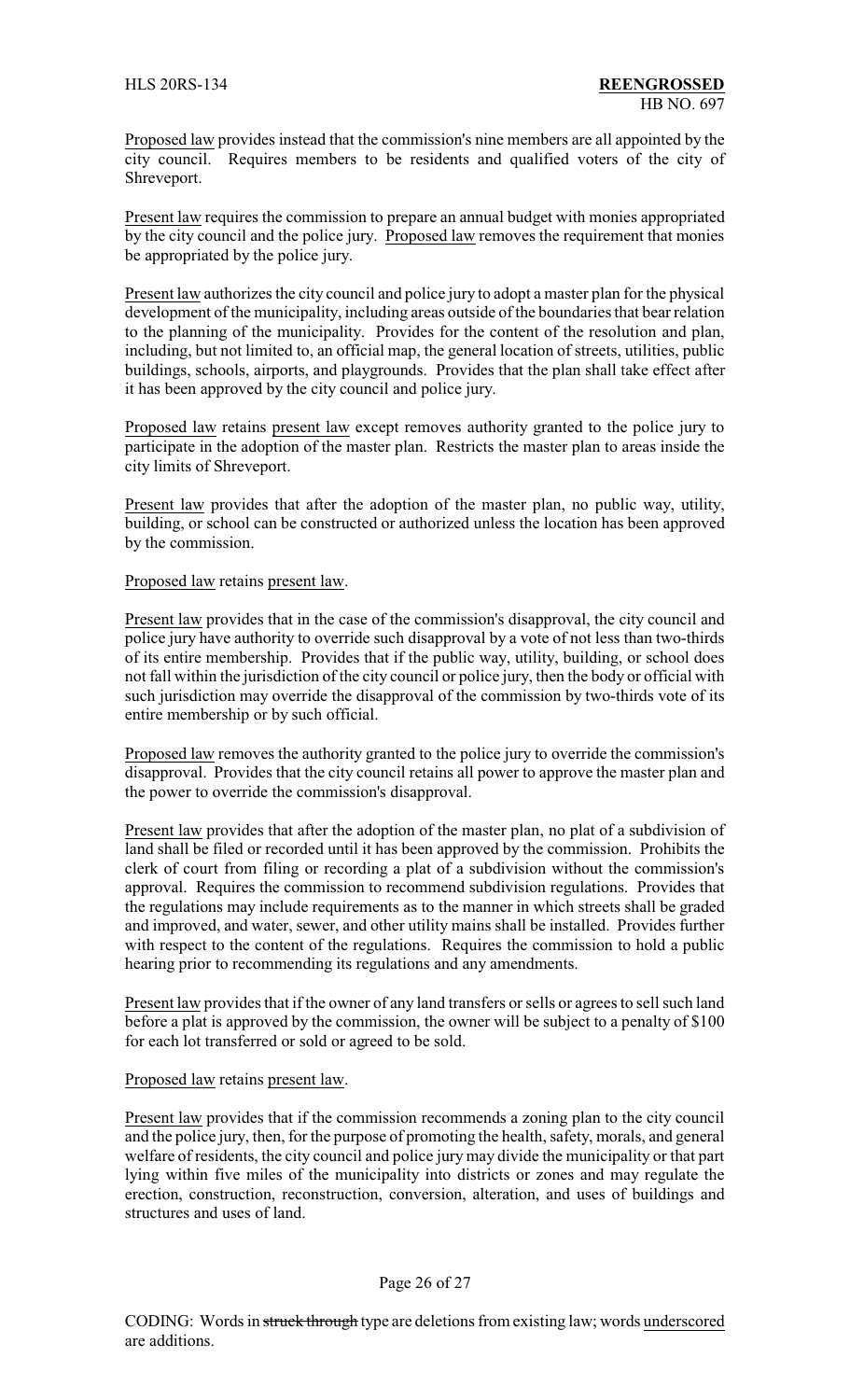Proposed law provides instead that the commission's nine members are all appointed by the city council. Requires members to be residents and qualified voters of the city of Shreveport.

Present law requires the commission to prepare an annual budget with monies appropriated by the city council and the police jury. Proposed law removes the requirement that monies be appropriated by the police jury.

Present law authorizes the city council and police jury to adopt a master plan for the physical development of the municipality, including areas outside of the boundaries that bear relation to the planning of the municipality. Provides for the content of the resolution and plan, including, but not limited to, an official map, the general location of streets, utilities, public buildings, schools, airports, and playgrounds. Provides that the plan shall take effect after it has been approved by the city council and police jury.

Proposed law retains present law except removes authority granted to the police jury to participate in the adoption of the master plan. Restricts the master plan to areas inside the city limits of Shreveport.

Present law provides that after the adoption of the master plan, no public way, utility, building, or school can be constructed or authorized unless the location has been approved by the commission.

Proposed law retains present law.

Present law provides that in the case of the commission's disapproval, the city council and police jury have authority to override such disapproval by a vote of not less than two-thirds of its entire membership. Provides that if the public way, utility, building, or school does not fall within the jurisdiction of the city council or police jury, then the body or official with such jurisdiction may override the disapproval of the commission by two-thirds vote of its entire membership or by such official.

Proposed law removes the authority granted to the police jury to override the commission's disapproval. Provides that the city council retains all power to approve the master plan and the power to override the commission's disapproval.

Present law provides that after the adoption of the master plan, no plat of a subdivision of land shall be filed or recorded until it has been approved by the commission. Prohibits the clerk of court from filing or recording a plat of a subdivision without the commission's approval. Requires the commission to recommend subdivision regulations. Provides that the regulations may include requirements as to the manner in which streets shall be graded and improved, and water, sewer, and other utility mains shall be installed. Provides further with respect to the content of the regulations. Requires the commission to hold a public hearing prior to recommending its regulations and any amendments.

Present law provides that if the owner of any land transfers or sells or agrees to sell such land before a plat is approved by the commission, the owner will be subject to a penalty of $100 for each lot transferred or sold or agreed to be sold.

Proposed law retains present law.

Present law provides that if the commission recommends a zoning plan to the city council and the police jury, then, for the purpose of promoting the health, safety, morals, and general welfare of residents, the city council and police jury may divide the municipality or that part lying within five miles of the municipality into districts or zones and may regulate the erection, construction, reconstruction, conversion, alteration, and uses of buildings and structures and uses of land.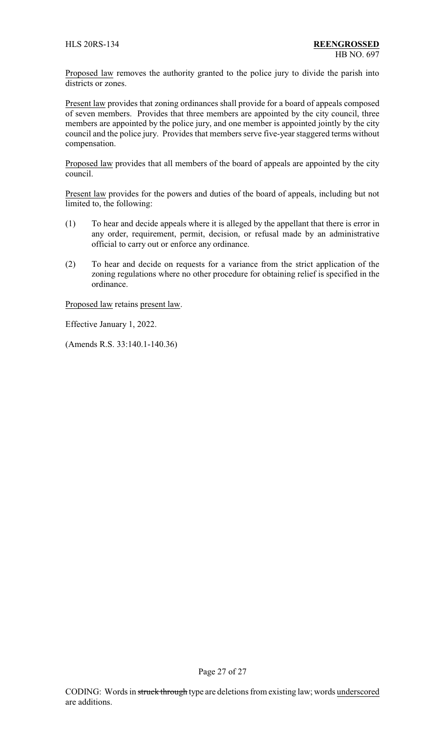Proposed law removes the authority granted to the police jury to divide the parish into districts or zones.

Present law provides that zoning ordinances shall provide for a board of appeals composed of seven members. Provides that three members are appointed by the city council, three members are appointed by the police jury, and one member is appointed jointly by the city council and the police jury. Provides that members serve five-year staggered terms without compensation.

Proposed law provides that all members of the board of appeals are appointed by the city council.

Present law provides for the powers and duties of the board of appeals, including but not limited to, the following:

(1) To hear and decide appeals where it is alleged by the appellant that there is error in any order, requirement, permit, decision, or refusal made by an administrative official to carry out or enforce any ordinance.

(2) To hear and decide on requests for a variance from the strict application of the zoning regulations where no other procedure for obtaining relief is specified in the ordinance.

Proposed law retains present law.

Effective January 1, 2022.

(Amends R.S. 33:140.1-140.36)

CODING: Words in ~~struck through~~ type are deletions from existing law; words underscored are additions.